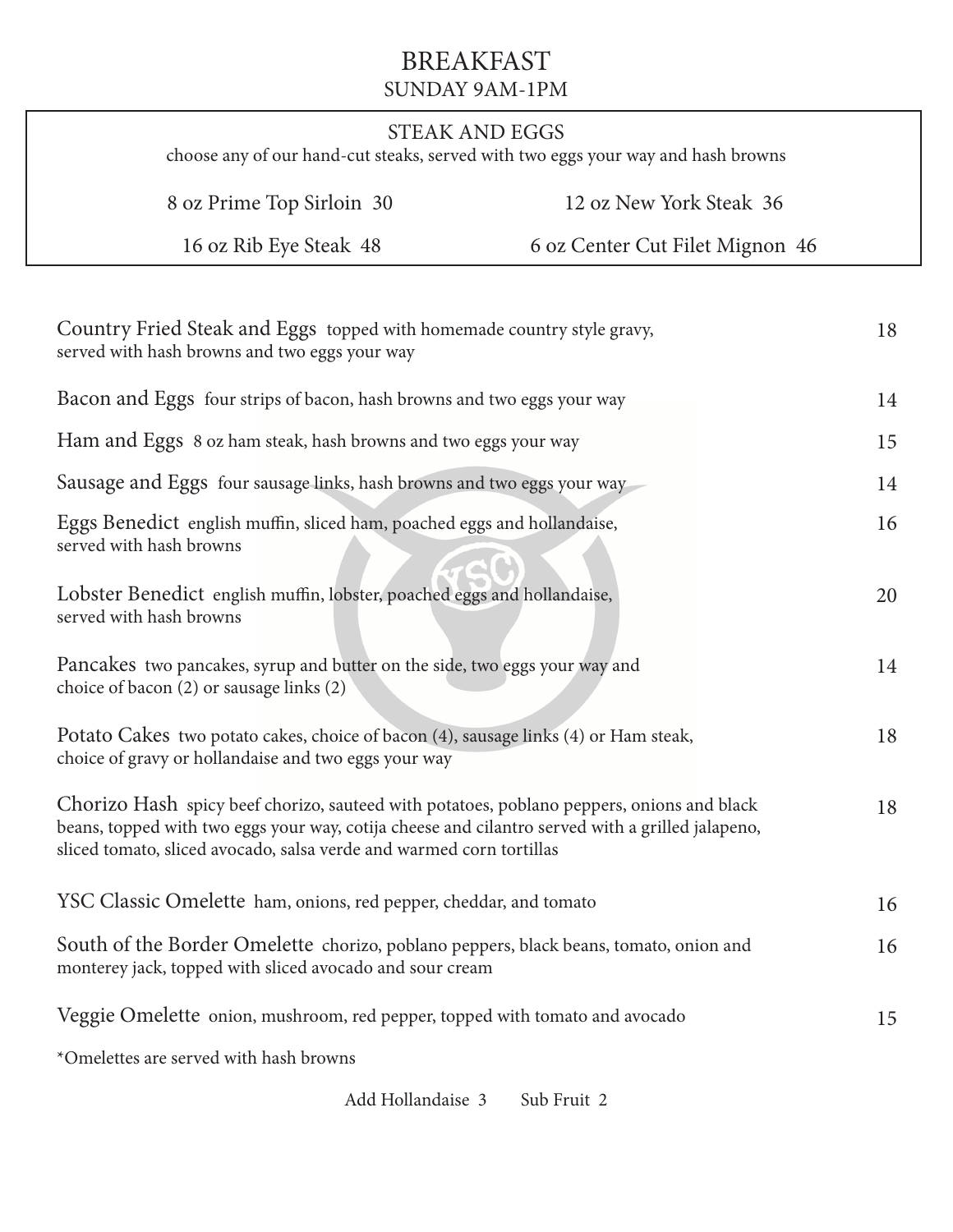# BREAKFAST

## SUNDAY 9AM-1PM

### STEAK AND EGGS

choose any of our hand-cut steaks, served with two eggs your way and hash browns

| | |
|---|---|
| 8 oz Prime Top Sirloin 30 | 12 oz New York Steak 36 |
| 16 oz Rib Eye Steak 48 | 6 oz Center Cut Filet Mignon 46 |

Country Fried Steak and Eggs topped with homemade country style gravy, served with hash browns and two eggs your way — 18

Bacon and Eggs four strips of bacon, hash browns and two eggs your way — 14

Ham and Eggs 8 oz ham steak, hash browns and two eggs your way — 15

Sausage and Eggs four sausage links, hash browns and two eggs your way — 14

Eggs Benedict english muffin, sliced ham, poached eggs and hollandaise, served with hash browns — 16

Lobster Benedict english muffin, lobster, poached eggs and hollandaise, served with hash browns — 20

Pancakes two pancakes, syrup and butter on the side, two eggs your way and choice of bacon (2) or sausage links (2) — 14

Potato Cakes two potato cakes, choice of bacon (4), sausage links (4) or Ham steak, choice of gravy or hollandaise and two eggs your way — 18

Chorizo Hash spicy beef chorizo, sauteed with potatoes, poblano peppers, onions and black beans, topped with two eggs your way, cotija cheese and cilantro served with a grilled jalapeno, sliced tomato, sliced avocado, salsa verde and warmed corn tortillas — 18

YSC Classic Omelette ham, onions, red pepper, cheddar, and tomato — 16

South of the Border Omelette chorizo, poblano peppers, black beans, tomato, onion and monterey jack, topped with sliced avocado and sour cream — 16

Veggie Omelette onion, mushroom, red pepper, topped with tomato and avocado — 15

*Omelettes are served with hash browns

Add Hollandaise 3 Sub Fruit 2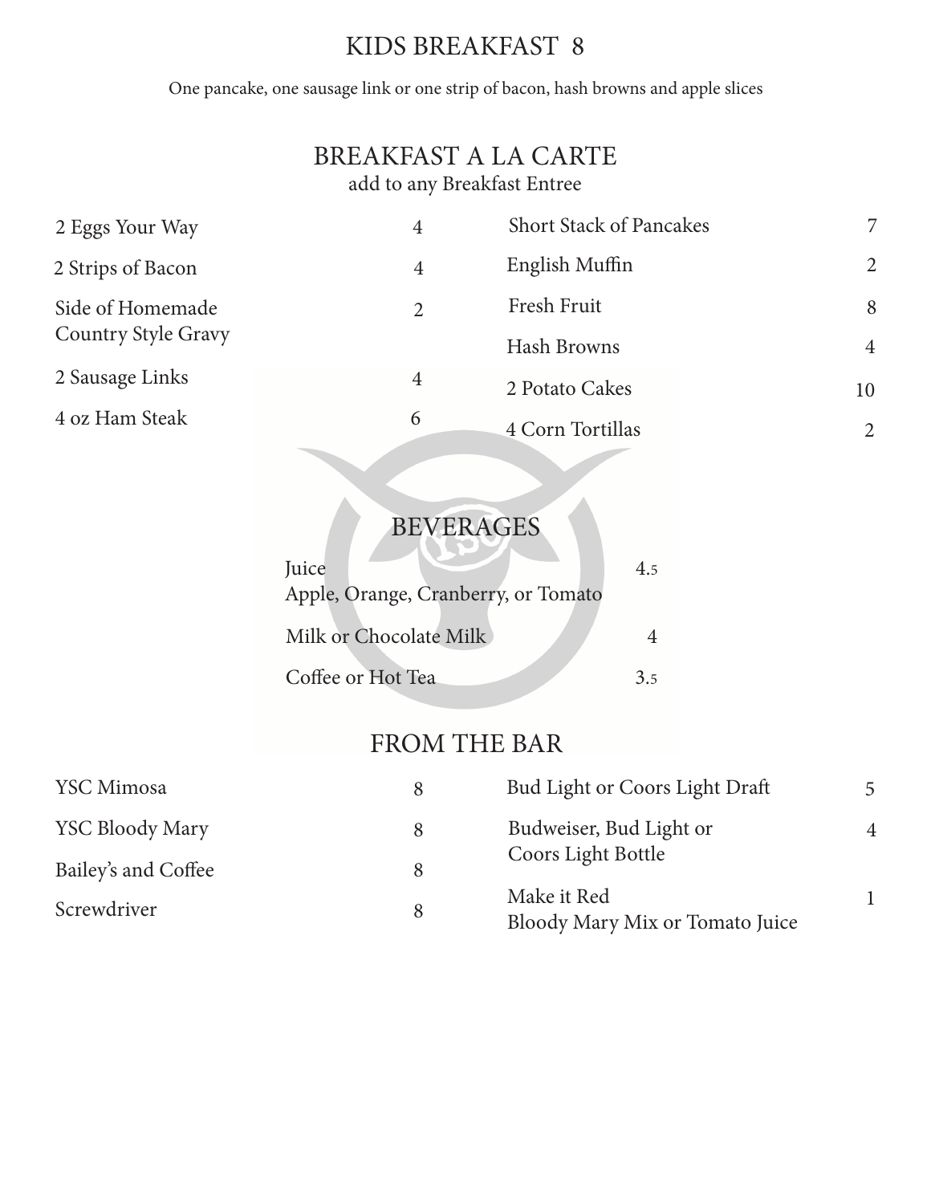# KIDS BREAKFAST 8

One pancake, one sausage link or one strip of bacon, hash browns and apple slices

## BREAKFAST A LA CARTE

add to any Breakfast Entree

| | |
|---|---|
| 2 Eggs Your Way | 4 |
| 2 Strips of Bacon | 4 |
| Side of Homemade Country Style Gravy | 2 |
| 2 Sausage Links | 4 |
| 4 oz Ham Steak | 6 |
| Short Stack of Pancakes | 7 |
| English Muffin | 2 |
| Fresh Fruit | 8 |
| Hash Browns | 4 |
| 2 Potato Cakes | 10 |
| 4 Corn Tortillas | 2 |

## BEVERAGES

| | |
|---|---|
| Juice<br>Apple, Orange, Cranberry, or Tomato | 4.5 |
| Milk or Chocolate Milk | 4 |
| Coffee or Hot Tea | 3.5 |

## FROM THE BAR

| | |
|---|---|
| YSC Mimosa | 8 |
| YSC Bloody Mary | 8 |
| Bailey's and Coffee | 8 |
| Screwdriver | 8 |
| Bud Light or Coors Light Draft | 5 |
| Budweiser, Bud Light or Coors Light Bottle | 4 |
| Make it Red<br>Bloody Mary Mix or Tomato Juice | 1 |